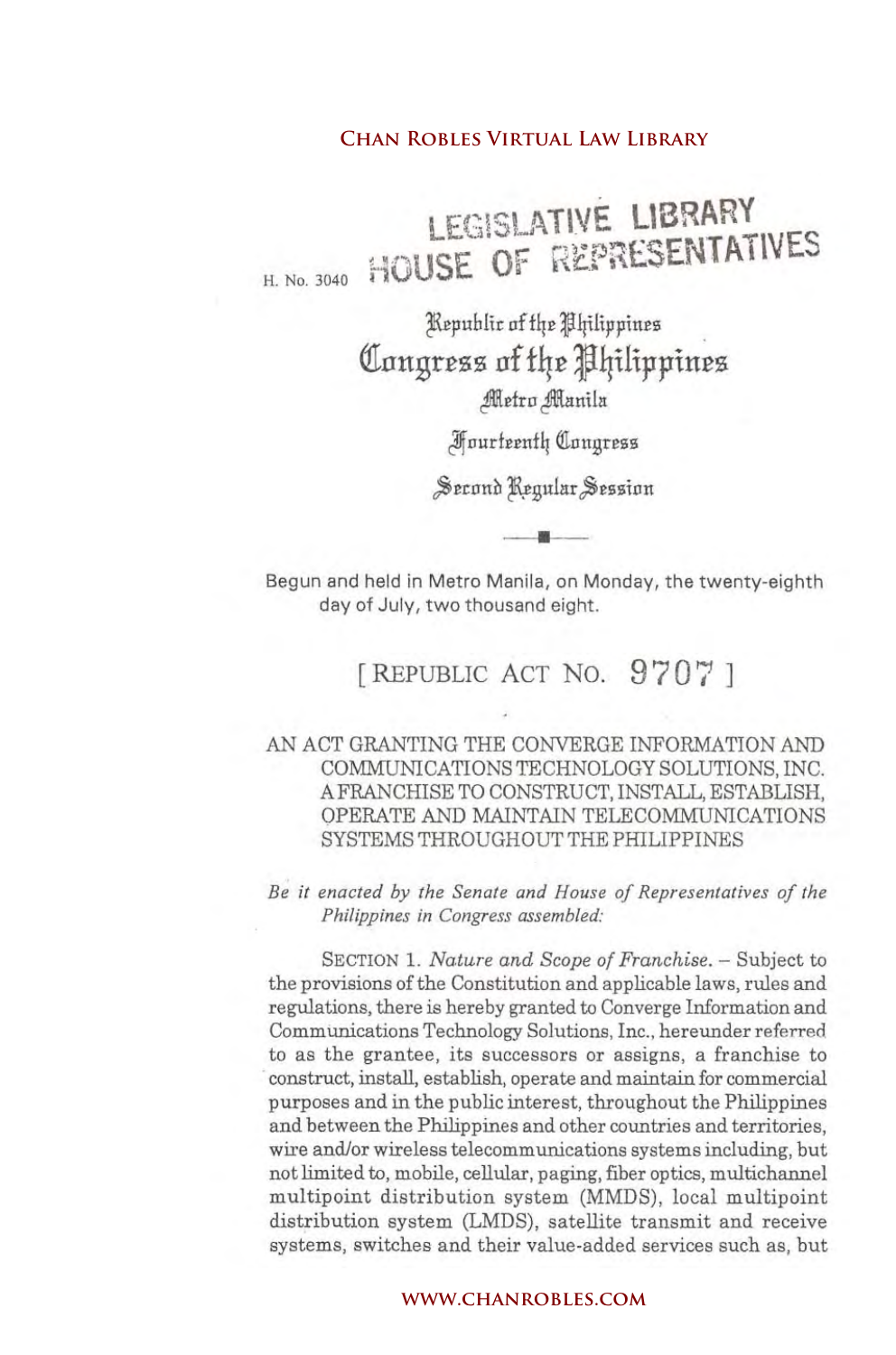LEGISLATIVE LIBRARY
HOUSE OF REPRESENTATIVES

H. No. 3040

Republic of the Philippines
**Congress of the Philippines**
Metro Manila

Fourteenth Congress

Second Regular Session

Begun and held in Metro Manila, on Monday, the twenty-eighth day of July, two thousand eight.

# [ REPUBLIC ACT NO. 9707 ]

AN ACT GRANTING THE CONVERGE INFORMATION AND COMMUNICATIONS TECHNOLOGY SOLUTIONS, INC. A FRANCHISE TO CONSTRUCT, INSTALL, ESTABLISH, OPERATE AND MAINTAIN TELECOMMUNICATIONS SYSTEMS THROUGHOUT THE PHILIPPINES

*Be it enacted by the Senate and House of Representatives of the Philippines in Congress assembled:*

SECTION 1. *Nature and Scope of Franchise.* – Subject to the provisions of the Constitution and applicable laws, rules and regulations, there is hereby granted to Converge Information and Communications Technology Solutions, Inc., hereunder referred to as the grantee, its successors or assigns, a franchise to construct, install, establish, operate and maintain for commercial purposes and in the public interest, throughout the Philippines and between the Philippines and other countries and territories, wire and/or wireless telecommunications systems including, but not limited to, mobile, cellular, paging, fiber optics, multichannel multipoint distribution system (MMDS), local multipoint distribution system (LMDS), satellite transmit and receive systems, switches and their value-added services such as, but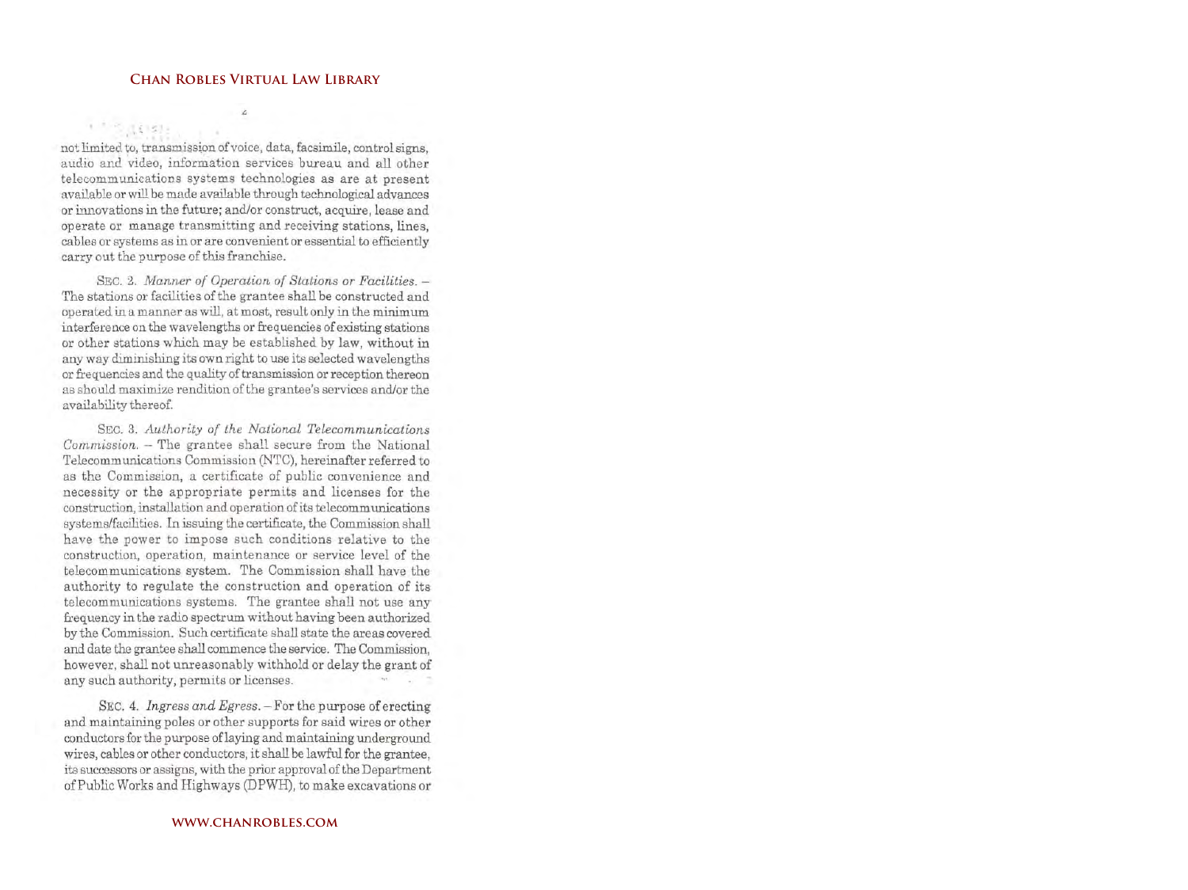not limited to, transmission of voice, data, facsimile, control signs, audio and video, information services bureau and all other telecommunications systems technologies as are at present available or will be made available through technological advances or innovations in the future; and/or construct, acquire, lease and operate or manage transmitting and receiving stations, lines, cables or systems as in or are convenient or essential to efficiently carry out the purpose of this franchise.

SEC. 2. *Manner of Operation of Stations or Facilities.* – The stations or facilities of the grantee shall be constructed and operated in a manner as will, at most, result only in the minimum interference on the wavelengths or frequencies of existing stations or other stations which may be established by law, without in any way diminishing its own right to use its selected wavelengths or frequencies and the quality of transmission or reception thereon as should maximize rendition of the grantee's services and/or the availability thereof.

SEC. 3. *Authority of the National Telecommunications Commission.* – The grantee shall secure from the National Telecommunications Commission (NTC), hereinafter referred to as the Commission, a certificate of public convenience and necessity or the appropriate permits and licenses for the construction, installation and operation of its telecommunications systems/facilities. In issuing the certificate, the Commission shall have the power to impose such conditions relative to the construction, operation, maintenance or service level of the telecommunications system. The Commission shall have the authority to regulate the construction and operation of its telecommunications systems. The grantee shall not use any frequency in the radio spectrum without having been authorized by the Commission. Such certificate shall state the areas covered and date the grantee shall commence the service. The Commission, however, shall not unreasonably withhold or delay the grant of any such authority, permits or licenses.

SEC. 4. *Ingress and Egress.* – For the purpose of erecting and maintaining poles or other supports for said wires or other conductors for the purpose of laying and maintaining underground wires, cables or other conductors, it shall be lawful for the grantee, its successors or assigns, with the prior approval of the Department of Public Works and Highways (DPWH), to make excavations or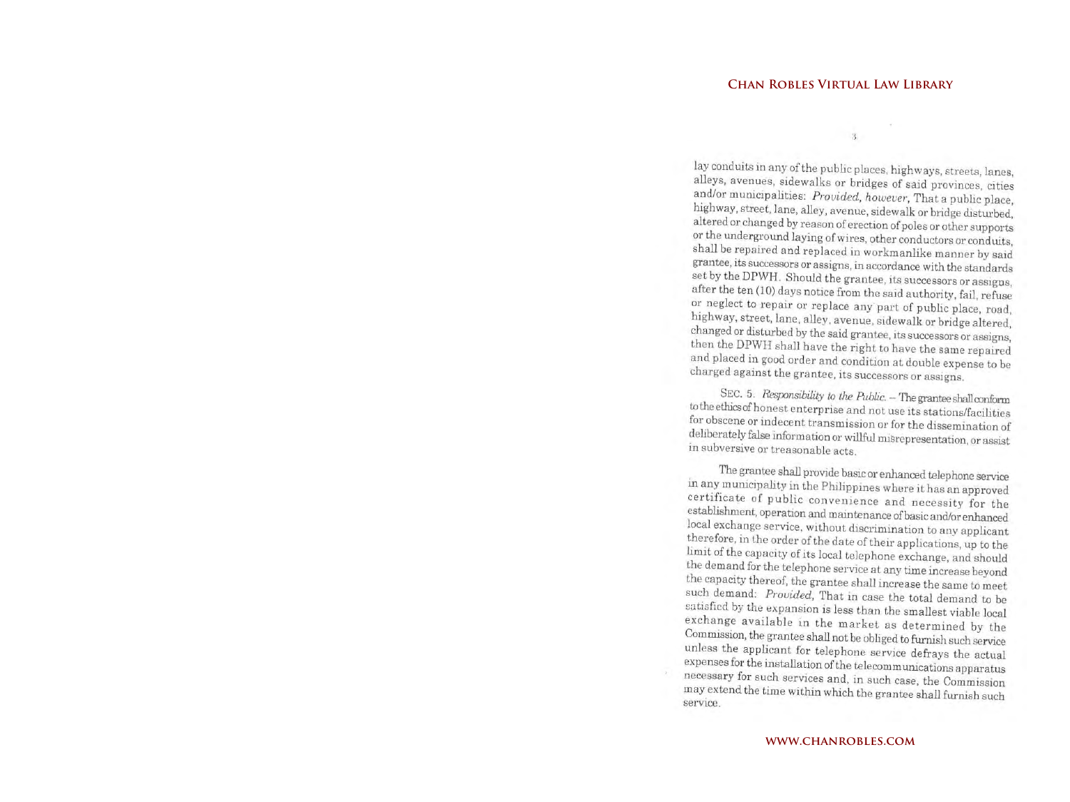lay conduits in any of the public places, highways, streets, lanes, alleys, avenues, sidewalks or bridges of said provinces, cities and/or municipalities: *Provided, however,* That a public place, highway, street, lane, alley, avenue, sidewalk or bridge disturbed, altered or changed by reason of erection of poles or other supports or the underground laying of wires, other conductors or conduits, shall be repaired and replaced in workmanlike manner by said grantee, its successors or assigns, in accordance with the standards set by the DPWH. Should the grantee, its successors or assigns, after the ten (10) days notice from the said authority, fail, refuse or neglect to repair or replace any part of public place, road, highway, street, lane, alley, avenue, sidewalk or bridge altered, changed or disturbed by the said grantee, its successors or assigns, then the DPWH shall have the right to have the same repaired and placed in good order and condition at double expense to be charged against the grantee, its successors or assigns.

SEC. 5. *Responsibility to the Public.* – The grantee shall conform to the ethics of honest enterprise and not use its stations/facilities for obscene or indecent transmission or for the dissemination of deliberately false information or willful misrepresentation, or assist in subversive or treasonable acts.

The grantee shall provide basic or enhanced telephone service in any municipality in the Philippines where it has an approved certificate of public convenience and necessity for the establishment, operation and maintenance of basic and/or enhanced local exchange service, without discrimination to any applicant therefore, in the order of the date of their applications, up to the limit of the capacity of its local telephone exchange, and should the demand for the telephone service at any time increase beyond the capacity thereof, the grantee shall increase the same to meet such demand: *Provided,* That in case the total demand to be satisfied by the expansion is less than the smallest viable local exchange available in the market as determined by the Commission, the grantee shall not be obliged to furnish such service unless the applicant for telephone service defrays the actual expenses for the installation of the telecommunications apparatus necessary for such services and, in such case, the Commission may extend the time within which the grantee shall furnish such service.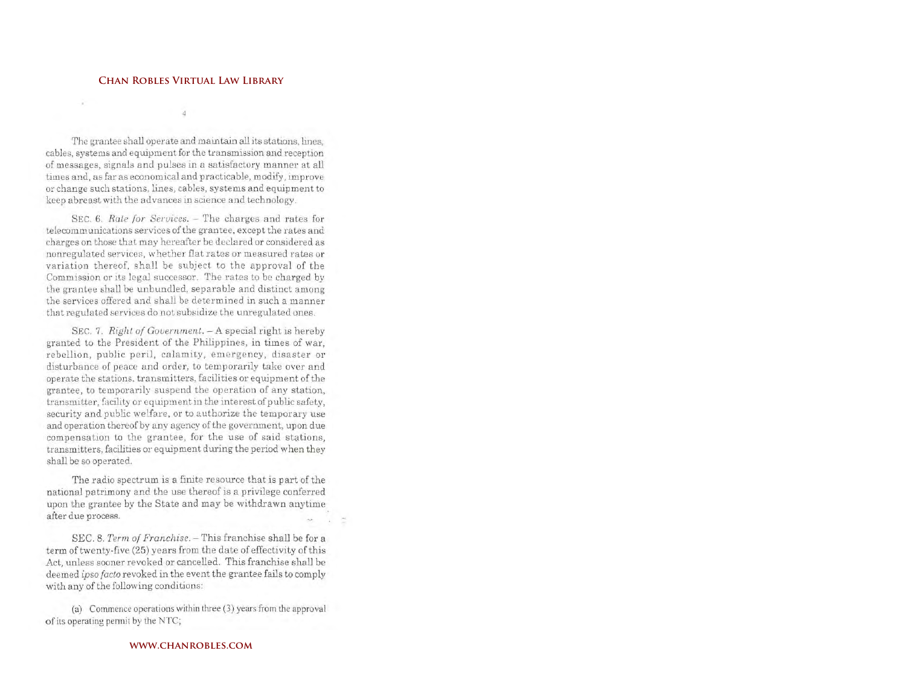The grantee shall operate and maintain all its stations, lines, cables, systems and equipment for the transmission and reception of messages, signals and pulses in a satisfactory manner at all times and, as far as economical and practicable, modify, improve or change such stations, lines, cables, systems and equipment to keep abreast with the advances in science and technology.

SEC. 6. *Rate for Services.* – The charges and rates for telecommunications services of the grantee, except the rates and charges on those that may hereafter be declared or considered as nonregulated services, whether flat rates or measured rates or variation thereof, shall be subject to the approval of the Commission or its legal successor. The rates to be charged by the grantee shall be unbundled, separable and distinct among the services offered and shall be determined in such a manner that regulated services do not subsidize the unregulated ones.

SEC. 7. *Right of Government.* – A special right is hereby granted to the President of the Philippines, in times of war, rebellion, public peril, calamity, emergency, disaster or disturbance of peace and order, to temporarily take over and operate the stations, transmitters, facilities or equipment of the grantee, to temporarily suspend the operation of any station, transmitter, facility or equipment in the interest of public safety, security and public welfare, or to authorize the temporary use and operation thereof by any agency of the government, upon due compensation to the grantee, for the use of said stations, transmitters, facilities or equipment during the period when they shall be so operated.

The radio spectrum is a finite resource that is part of the national patrimony and the use thereof is a privilege conferred upon the grantee by the State and may be withdrawn anytime after due process.

SEC. 8. *Term of Franchise.* – This franchise shall be for a term of twenty-five (25) years from the date of effectivity of this Act, unless sooner revoked or cancelled. This franchise shall be deemed *ipso facto* revoked in the event the grantee fails to comply with any of the following conditions:

(a) Commence operations within three (3) years from the approval of its operating permit by the NTC;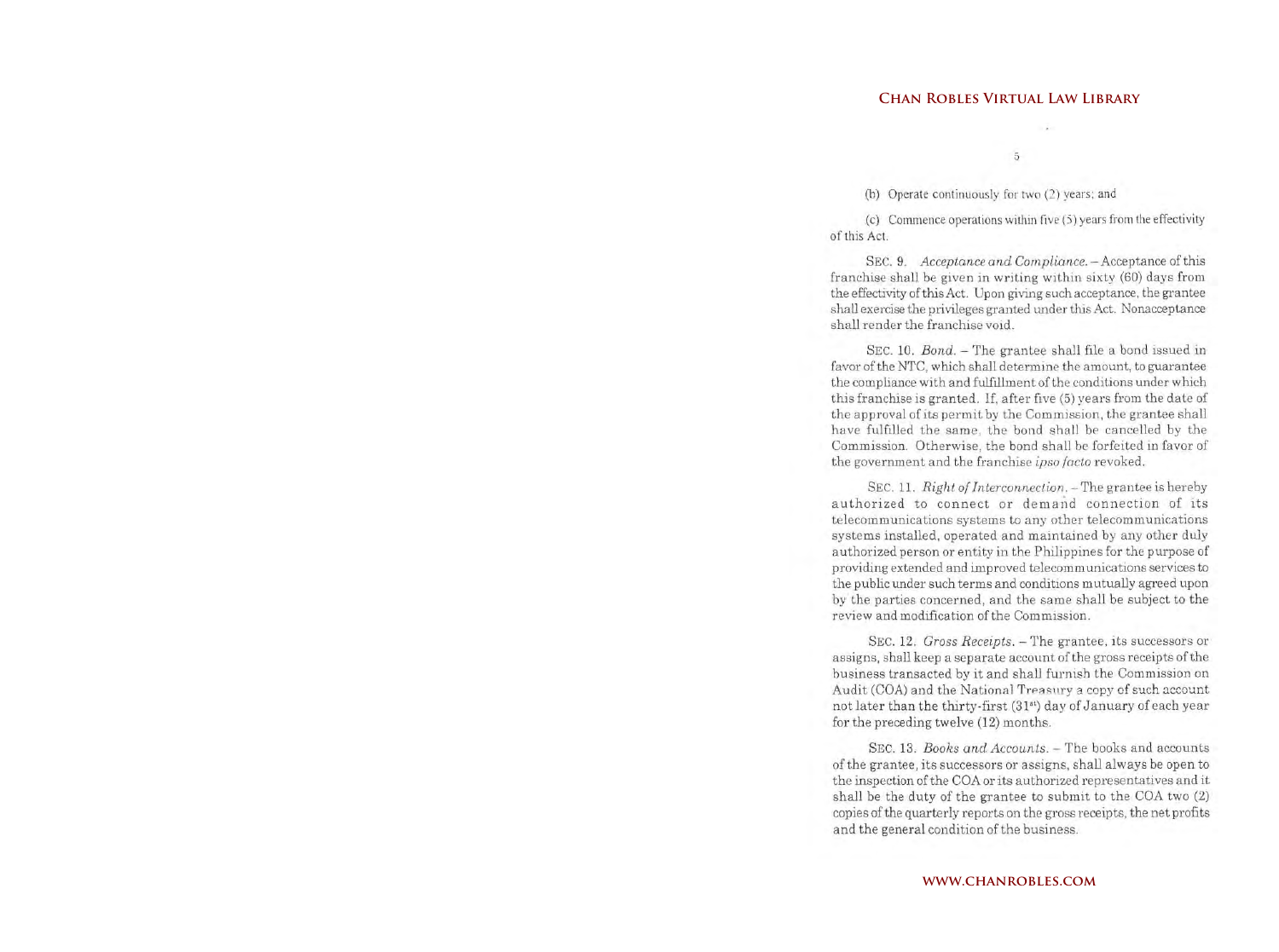(b) Operate continuously for two (2) years; and

(c) Commence operations within five (5) years from the effectivity of this Act.

SEC. 9. *Acceptance and Compliance.* – Acceptance of this franchise shall be given in writing within sixty (60) days from the effectivity of this Act. Upon giving such acceptance, the grantee shall exercise the privileges granted under this Act. Nonacceptance shall render the franchise void.

SEC. 10. *Bond.* – The grantee shall file a bond issued in favor of the NTC, which shall determine the amount, to guarantee the compliance with and fulfillment of the conditions under which this franchise is granted. If, after five (5) years from the date of the approval of its permit by the Commission, the grantee shall have fulfilled the same, the bond shall be cancelled by the Commission. Otherwise, the bond shall be forfeited in favor of the government and the franchise *ipso facto* revoked.

SEC. 11. *Right of Interconnection.* – The grantee is hereby authorized to connect or demand connection of its telecommunications systems to any other telecommunications systems installed, operated and maintained by any other duly authorized person or entity in the Philippines for the purpose of providing extended and improved telecommunications services to the public under such terms and conditions mutually agreed upon by the parties concerned, and the same shall be subject to the review and modification of the Commission.

SEC. 12. *Gross Receipts.* – The grantee, its successors or assigns, shall keep a separate account of the gross receipts of the business transacted by it and shall furnish the Commission on Audit (COA) and the National Treasury a copy of such account not later than the thirty-first (31st) day of January of each year for the preceding twelve (12) months.

SEC. 13. *Books and Accounts.* – The books and accounts of the grantee, its successors or assigns, shall always be open to the inspection of the COA or its authorized representatives and it shall be the duty of the grantee to submit to the COA two (2) copies of the quarterly reports on the gross receipts, the net profits and the general condition of the business.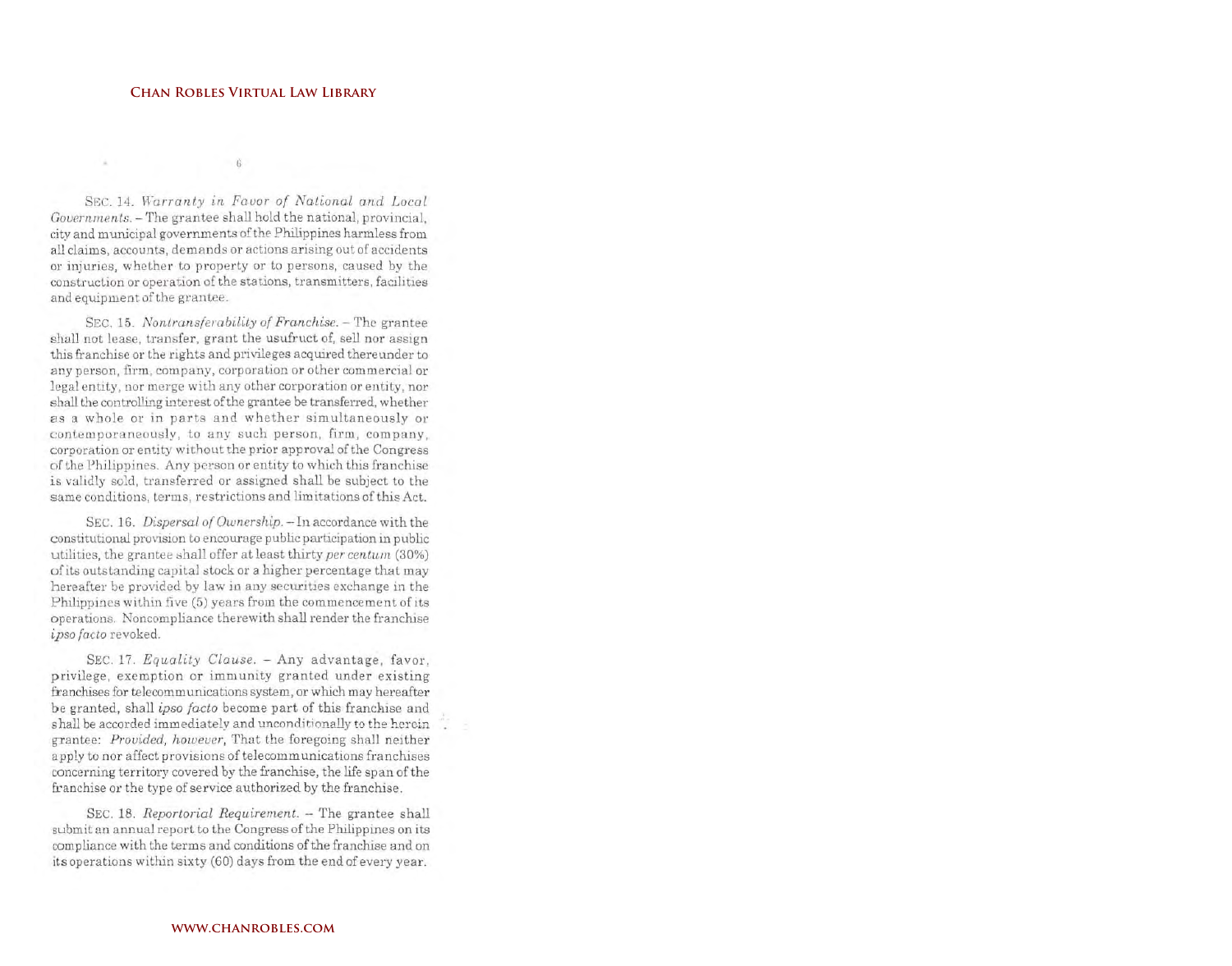SEC. 14. *Warranty in Favor of National and Local Governments.* – The grantee shall hold the national, provincial, city and municipal governments of the Philippines harmless from all claims, accounts, demands or actions arising out of accidents or injuries, whether to property or to persons, caused by the construction or operation of the stations, transmitters, facilities and equipment of the grantee.

SEC. 15. *Nontransferability of Franchise.* – The grantee shall not lease, transfer, grant the usufruct of, sell nor assign this franchise or the rights and privileges acquired thereunder to any person, firm, company, corporation or other commercial or legal entity, nor merge with any other corporation or entity, nor shall the controlling interest of the grantee be transferred, whether as a whole or in parts and whether simultaneously or contemporaneously, to any such person, firm, company, corporation or entity without the prior approval of the Congress of the Philippines. Any person or entity to which this franchise is validly sold, transferred or assigned shall be subject to the same conditions, terms, restrictions and limitations of this Act.

SEC. 16. *Dispersal of Ownership.* – In accordance with the constitutional provision to encourage public participation in public utilities, the grantee shall offer at least thirty *per centum* (30%) of its outstanding capital stock or a higher percentage that may hereafter be provided by law in any securities exchange in the Philippines within five (5) years from the commencement of its operations. Noncompliance therewith shall render the franchise *ipso facto* revoked.

SEC. 17. *Equality Clause.* – Any advantage, favor, privilege, exemption or immunity granted under existing franchises for telecommunications system, or which may hereafter be granted, shall *ipso facto* become part of this franchise and shall be accorded immediately and unconditionally to the herein grantee: *Provided, however,* That the foregoing shall neither apply to nor affect provisions of telecommunications franchises concerning territory covered by the franchise, the life span of the franchise or the type of service authorized by the franchise.

SEC. 18. *Reportorial Requirement.* – The grantee shall submit an annual report to the Congress of the Philippines on its compliance with the terms and conditions of the franchise and on its operations within sixty (60) days from the end of every year.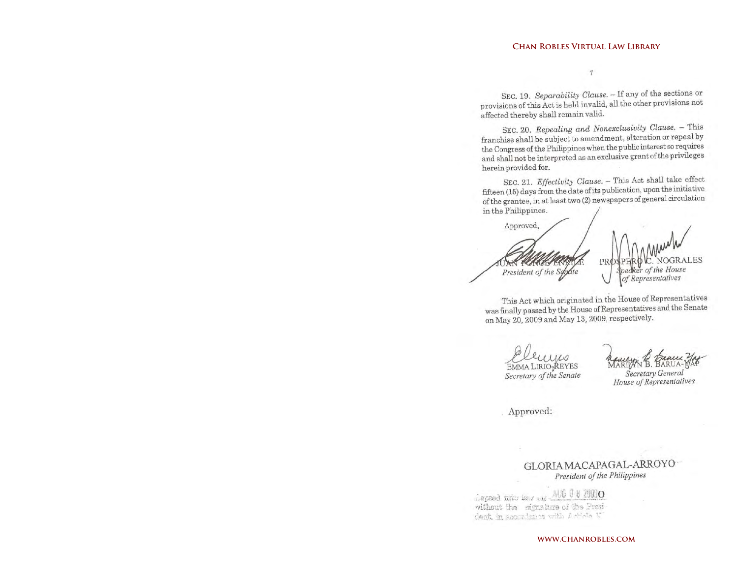SEC. 19. *Separability Clause*. – If any of the sections or provisions of this Act is held invalid, all the other provisions not affected thereby shall remain valid.

SEC. 20. *Repealing and Nonexclusivity Clause*. – This franchise shall be subject to amendment, alteration or repeal by the Congress of the Philippines when the public interest so requires and shall not be interpreted as an exclusive grant of the privileges herein provided for.

SEC. 21. *Effectivity Clause*. – This Act shall take effect fifteen (15) days from the date of its publication, upon the initiative of the grantee, in at least two (2) newspapers of general circulation in the Philippines.

Approved,

JUAN PONCE ENRILE
*President of the Senate*

PROSPERO C. NOGRALES
*Speaker of the House of Representatives*

This Act which originated in the House of Representatives was finally passed by the House of Representatives and the Senate on May 20, 2009 and May 13, 2009, respectively.

EMMA LIRIO-REYES
*Secretary of the Senate*

MARILYN B. BARUA-YAP
*Secretary General*
*House of Representatives*

Approved:

GLORIA MACAPAGAL-ARROYO
*President of the Philippines*

Lapsed into law on AUG 08 2009
without the signature of the President, in accordance with Article VI